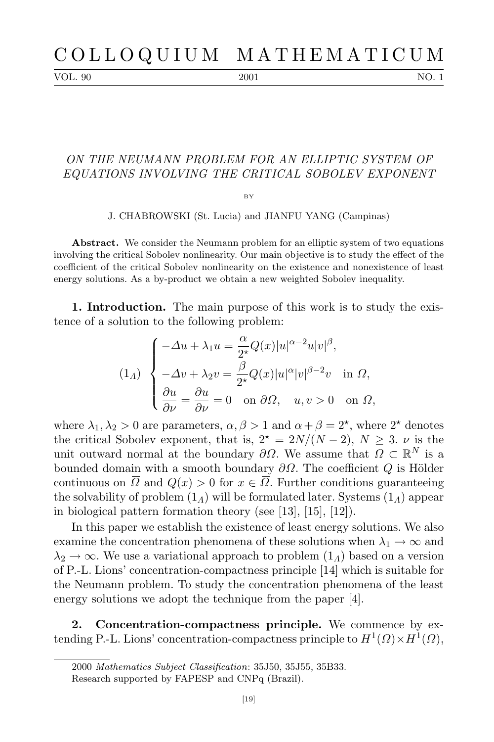# ON THE NEUMANN PROBLEM FOR AN ELLIPTIC SYSTEM OF EQUATIONS INVOLVING THE CRITICAL SOBOLEV EXPONENT

BY

J. CHABROWSKI (St. Lucia) and JIANFU YANG (Campinas)

**Abstract.** We consider the Neumann problem for an elliptic system of two equations involving the critical Sobolev nonlinearity. Our main objective is to study the effect of the coefficient of the critical Sobolev nonlinearity on the existence and nonexistence of least energy solutions. As a by-product we obtain a new weighted Sobolev inequality.

**1. Introduction.** The main purpose of this work is to study the existence of a solution to the following problem:

$$
(1_\Lambda) \quad \begin{cases} -\Delta u + \lambda_1 u = \dfrac{\alpha}{2^\star} Q(x)|u|^{\alpha-2}u|v|^{\beta}, \\ -\Delta v + \lambda_2 v = \dfrac{\beta}{2^\star} Q(x)|u|^{\alpha}|v|^{\beta-2}v \quad \text{in } \Omega, \\ \dfrac{\partial u}{\partial \nu} = \dfrac{\partial u}{\partial \nu} = 0 \quad \text{on } \partial\Omega, \quad u, v > 0 \quad \text{on } \Omega, \end{cases}
$$

where $\lambda_1, \lambda_2 > 0$ are parameters, $\alpha, \beta > 1$ and $\alpha + \beta = 2^\star$, where $2^\star$ denotes the critical Sobolev exponent, that is, $2^\star = 2N/(N-2)$, $N \geq 3$. $\nu$ is the unit outward normal at the boundary $\partial\Omega$. We assume that $\Omega \subset \mathbb{R}^N$ is a bounded domain with a smooth boundary $\partial\Omega$. The coefficient $Q$ is Hölder continuous on $\overline{\Omega}$ and $Q(x) > 0$ for $x \in \overline{\Omega}$. Further conditions guaranteeing the solvability of problem $(1_\Lambda)$ will be formulated later. Systems $(1_\Lambda)$ appear in biological pattern formation theory (see [13], [15], [12]).

In this paper we establish the existence of least energy solutions. We also examine the concentration phenomena of these solutions when $\lambda_1 \to \infty$ and $\lambda_2 \to \infty$. We use a variational approach to problem $(1_\Lambda)$ based on a version of P.-L. Lions' concentration-compactness principle [14] which is suitable for the Neumann problem. To study the concentration phenomena of the least energy solutions we adopt the technique from the paper [4].

**2. Concentration-compactness principle.** We commence by extending P.-L. Lions' concentration-compactness principle to $H^1(\Omega) \times H^1(\Omega)$,

---

2000 *Mathematics Subject Classification*: 35J50, 35J55, 35B33.

Research supported by FAPESP and CNPq (Brazil).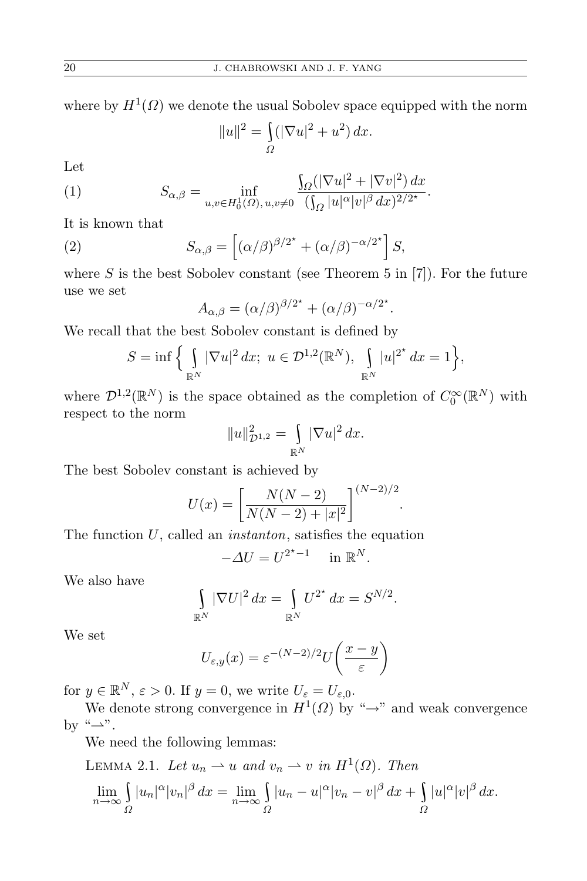where by $H^1(\Omega)$ we denote the usual Sobolev space equipped with the norm

$$\|u\|^2 = \int_\Omega (|\nabla u|^2 + u^2)\,dx.$$

Let

$$S_{\alpha,\beta} = \inf_{u,v\in H_0^1(\Omega),\, u,v\neq 0} \frac{\int_\Omega (|\nabla u|^2 + |\nabla v|^2)\,dx}{(\int_\Omega |u|^\alpha |v|^\beta\,dx)^{2/2^\star}}. \tag{1}$$

It is known that

$$S_{\alpha,\beta} = \left[(\alpha/\beta)^{\beta/2^\star} + (\alpha/\beta)^{-\alpha/2^\star}\right] S, \tag{2}$$

where $S$ is the best Sobolev constant (see Theorem 5 in [7]). For the future use we set

$$A_{\alpha,\beta} = (\alpha/\beta)^{\beta/2^\star} + (\alpha/\beta)^{-\alpha/2^\star}.$$

We recall that the best Sobolev constant is defined by

$$S = \inf\Big\{ \int_{\mathbb{R}^N} |\nabla u|^2\,dx;\ u \in \mathcal{D}^{1,2}(\mathbb{R}^N),\ \int_{\mathbb{R}^N} |u|^{2^\star}\,dx = 1\Big\},$$

where $\mathcal{D}^{1,2}(\mathbb{R}^N)$ is the space obtained as the completion of $C_0^\infty(\mathbb{R}^N)$ with respect to the norm

$$\|u\|^2_{\mathcal{D}^{1,2}} = \int_{\mathbb{R}^N} |\nabla u|^2\,dx.$$

The best Sobolev constant is achieved by

$$U(x) = \left[\frac{N(N-2)}{N(N-2)+|x|^2}\right]^{(N-2)/2}.$$

The function $U$, called an *instanton*, satisfies the equation

$$-\Delta U = U^{2^\star-1} \quad \text{in } \mathbb{R}^N.$$

We also have

$$\int_{\mathbb{R}^N} |\nabla U|^2\,dx = \int_{\mathbb{R}^N} U^{2^\star}\,dx = S^{N/2}.$$

We set

$$U_{\varepsilon,y}(x) = \varepsilon^{-(N-2)/2} U\left(\frac{x-y}{\varepsilon}\right)$$

for $y \in \mathbb{R}^N$, $\varepsilon > 0$. If $y = 0$, we write $U_\varepsilon = U_{\varepsilon,0}$.

We denote strong convergence in $H^1(\Omega)$ by "$\to$" and weak convergence by "$\rightharpoonup$".

We need the following lemmas:

LEMMA 2.1. *Let $u_n \rightharpoonup u$ and $v_n \rightharpoonup v$ in $H^1(\Omega)$. Then*

$$\lim_{n\to\infty} \int_\Omega |u_n|^\alpha |v_n|^\beta\,dx = \lim_{n\to\infty} \int_\Omega |u_n - u|^\alpha |v_n - v|^\beta\,dx + \int_\Omega |u|^\alpha |v|^\beta\,dx.$$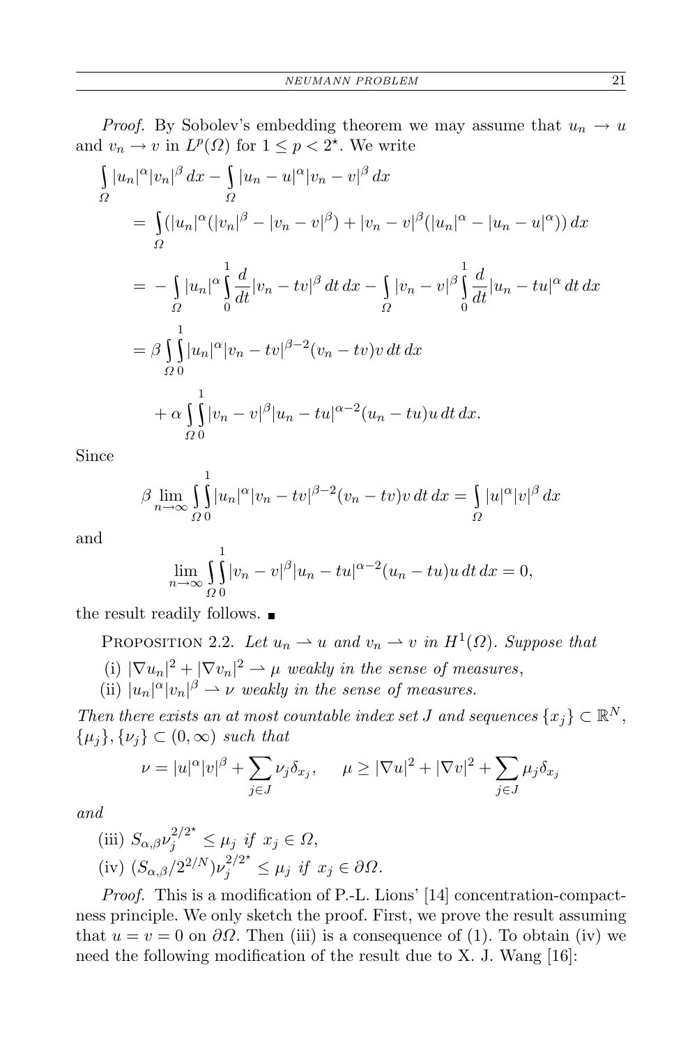*Proof.* By Sobolev's embedding theorem we may assume that $u_n \to u$ and $v_n \to v$ in $L^p(\Omega)$ for $1 \le p < 2^\star$. We write

$$
\begin{aligned}
&\int_\Omega |u_n|^\alpha |v_n|^\beta \, dx - \int_\Omega |u_n - u|^\alpha |v_n - v|^\beta \, dx \\
&\quad = \int_\Omega (|u_n|^\alpha (|v_n|^\beta - |v_n - v|^\beta) + |v_n - v|^\beta (|u_n|^\alpha - |u_n - u|^\alpha)) \, dx \\
&\quad = -\int_\Omega |u_n|^\alpha \int_0^1 \frac{d}{dt} |v_n - tv|^\beta \, dt \, dx - \int_\Omega |v_n - v|^\beta \int_0^1 \frac{d}{dt} |u_n - tu|^\alpha \, dt \, dx \\
&\quad = \beta \int_\Omega \int_0^1 |u_n|^\alpha |v_n - tv|^{\beta - 2} (v_n - tv) v \, dt \, dx \\
&\qquad + \alpha \int_\Omega \int_0^1 |v_n - v|^\beta |u_n - tu|^{\alpha - 2} (u_n - tu) u \, dt \, dx.
\end{aligned}
$$

Since

$$
\beta \lim_{n \to \infty} \int_\Omega \int_0^1 |u_n|^\alpha |v_n - tv|^{\beta - 2} (v_n - tv) v \, dt \, dx = \int_\Omega |u|^\alpha |v|^\beta \, dx
$$

and

$$
\lim_{n \to \infty} \int_\Omega \int_0^1 |v_n - v|^\beta |u_n - tu|^{\alpha - 2} (u_n - tu) u \, dt \, dx = 0,
$$

the result readily follows. ∎

Proposition 2.2. *Let $u_n \rightharpoonup u$ and $v_n \rightharpoonup v$ in $H^1(\Omega)$. Suppose that*

(i) $|\nabla u_n|^2 + |\nabla v_n|^2 \rightharpoonup \mu$ *weakly in the sense of measures*,

(ii) $|u_n|^\alpha |v_n|^\beta \rightharpoonup \nu$ *weakly in the sense of measures.*

*Then there exists an at most countable index set $J$ and sequences $\{x_j\} \subset \mathbb{R}^N$, $\{\mu_j\}, \{\nu_j\} \subset (0, \infty)$ such that*

$$
\nu = |u|^\alpha |v|^\beta + \sum_{j \in J} \nu_j \delta_{x_j}, \qquad \mu \ge |\nabla u|^2 + |\nabla v|^2 + \sum_{j \in J} \mu_j \delta_{x_j}
$$

*and*

(iii) $S_{\alpha,\beta} \nu_j^{2/2^\star} \le \mu_j$ *if* $x_j \in \Omega$,

(iv) $(S_{\alpha,\beta}/2^{2/N}) \nu_j^{2/2^\star} \le \mu_j$ *if* $x_j \in \partial\Omega$.

*Proof.* This is a modification of P.-L. Lions' [14] concentration-compactness principle. We only sketch the proof. First, we prove the result assuming that $u = v = 0$ on $\partial\Omega$. Then (iii) is a consequence of (1). To obtain (iv) we need the following modification of the result due to X. J. Wang [16]: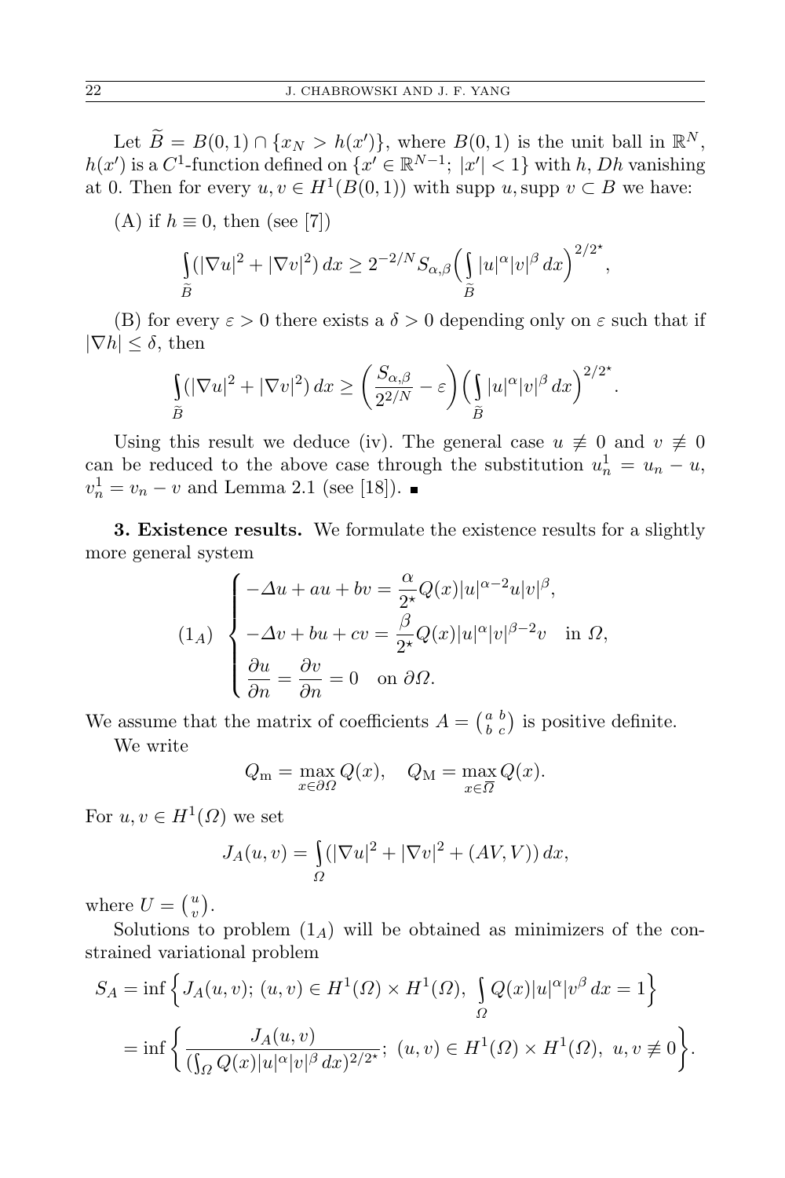Let $\widetilde{B} = B(0,1) \cap \{x_N > h(x')\}$, where $B(0,1)$ is the unit ball in $\mathbb{R}^N$, $h(x')$ is a $C^1$-function defined on $\{x' \in \mathbb{R}^{N-1};\ |x'| < 1\}$ with $h, Dh$ vanishing at 0. Then for every $u, v \in H^1(B(0,1))$ with $\operatorname{supp} u, \operatorname{supp} v \subset B$ we have:

(A) if $h \equiv 0$, then (see [7])

$$\int_{\widetilde{B}} (|\nabla u|^2 + |\nabla v|^2)\, dx \geq 2^{-2/N} S_{\alpha,\beta} \Big( \int_{\widetilde{B}} |u|^\alpha |v|^\beta \, dx \Big)^{2/2^\star},$$

(B) for every $\varepsilon > 0$ there exists a $\delta > 0$ depending only on $\varepsilon$ such that if $|\nabla h| \leq \delta$, then

$$\int_{\widetilde{B}} (|\nabla u|^2 + |\nabla v|^2)\, dx \geq \bigg( \frac{S_{\alpha,\beta}}{2^{2/N}} - \varepsilon \bigg) \Big( \int_{\widetilde{B}} |u|^\alpha |v|^\beta \, dx \Big)^{2/2^\star}.$$

Using this result we deduce (iv). The general case $u \not\equiv 0$ and $v \not\equiv 0$ can be reduced to the above case through the substitution $u_n^1 = u_n - u$, $v_n^1 = v_n - v$ and Lemma 2.1 (see [18]). ∎

**3. Existence results.** We formulate the existence results for a slightly more general system

$$(1_A) \quad \begin{cases} -\Delta u + au + bv = \dfrac{\alpha}{2^\star} Q(x) |u|^{\alpha-2} u |v|^\beta, \\ -\Delta v + bu + cv = \dfrac{\beta}{2^\star} Q(x) |u|^\alpha |v|^{\beta-2} v \quad \text{in } \Omega, \\ \dfrac{\partial u}{\partial n} = \dfrac{\partial v}{\partial n} = 0 \quad \text{on } \partial\Omega. \end{cases}$$

We assume that the matrix of coefficients $A = \left(\begin{smallmatrix} a & b \\ b & c \end{smallmatrix}\right)$ is positive definite.

We write

$$Q_{\mathrm{m}} = \max_{x \in \partial\Omega} Q(x), \quad Q_{\mathrm{M}} = \max_{x \in \overline{\Omega}} Q(x).$$

For $u, v \in H^1(\Omega)$ we set

$$J_A(u,v) = \int_\Omega (|\nabla u|^2 + |\nabla v|^2 + (AV, V))\, dx,$$

where $U = \left(\begin{smallmatrix} u \\ v \end{smallmatrix}\right)$.

Solutions to problem $(1_A)$ will be obtained as minimizers of the constrained variational problem

$$\begin{aligned} S_A &= \inf \Big\{ J_A(u,v);\ (u,v) \in H^1(\Omega) \times H^1(\Omega),\ \int_\Omega Q(x) |u|^\alpha v^\beta \, dx = 1 \Big\} \\ &= \inf \bigg\{ \frac{J_A(u,v)}{(\int_\Omega Q(x) |u|^\alpha |v|^\beta \, dx)^{2/2^\star}};\ (u,v) \in H^1(\Omega) \times H^1(\Omega),\ u, v \not\equiv 0 \bigg\}. \end{aligned}$$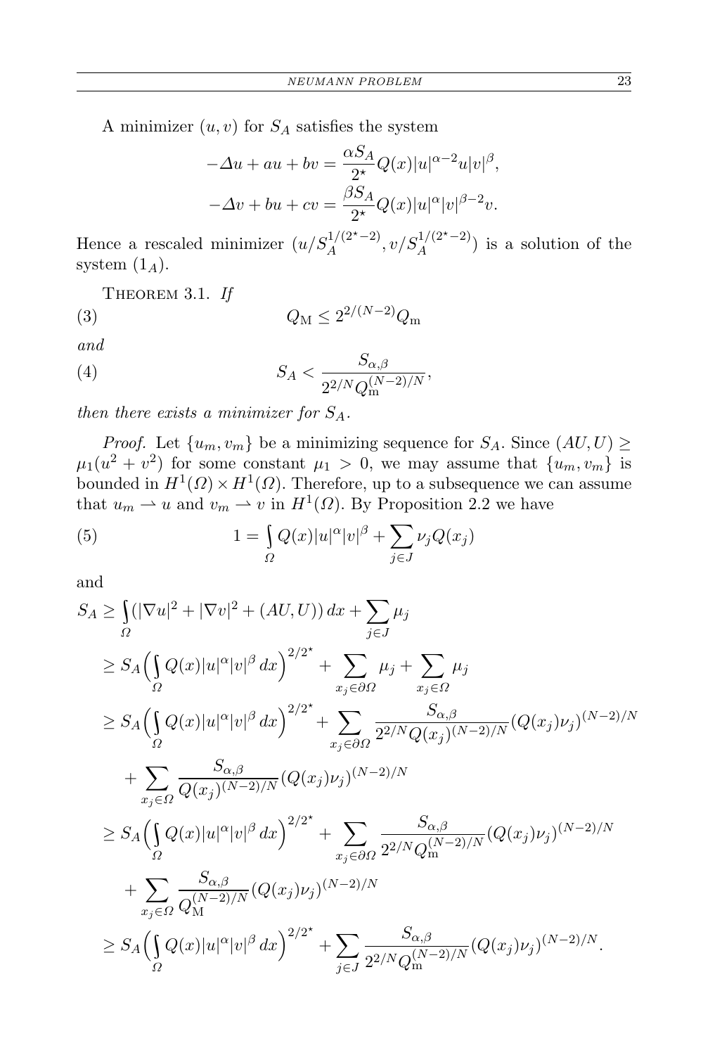A minimizer $(u, v)$ for $S_A$ satisfies the system

$$-\Delta u + au + bv = \frac{\alpha S_A}{2^\star} Q(x)|u|^{\alpha-2}u|v|^\beta,$$
$$-\Delta v + bu + cv = \frac{\beta S_A}{2^\star} Q(x)|u|^{\alpha}|v|^{\beta-2}v.$$

Hence a rescaled minimizer $(u/S_A^{1/(2^\star-2)}, v/S_A^{1/(2^\star-2)})$ is a solution of the system $(1_A)$.

THEOREM 3.1. *If*

$$Q_{\mathrm{M}} \le 2^{2/(N-2)} Q_{\mathrm{m}} \tag{3}$$

*and*

$$S_A < \frac{S_{\alpha,\beta}}{2^{2/N} Q_{\mathrm{m}}^{(N-2)/N}}, \tag{4}$$

*then there exists a minimizer for $S_A$.*

*Proof.* Let $\{u_m, v_m\}$ be a minimizing sequence for $S_A$. Since $(AU, U) \ge \mu_1(u^2 + v^2)$ for some constant $\mu_1 > 0$, we may assume that $\{u_m, v_m\}$ is bounded in $H^1(\Omega) \times H^1(\Omega)$. Therefore, up to a subsequence we can assume that $u_m \rightharpoonup u$ and $v_m \rightharpoonup v$ in $H^1(\Omega)$. By Proposition 2.2 we have

$$1 = \int_\Omega Q(x)|u|^\alpha |v|^\beta + \sum_{j\in J} \nu_j Q(x_j) \tag{5}$$

and

$$\begin{aligned}
S_A &\ge \int_\Omega (|\nabla u|^2 + |\nabla v|^2 + (AU, U))\,dx + \sum_{j\in J} \mu_j \\
&\ge S_A \Big( \int_\Omega Q(x)|u|^\alpha |v|^\beta\,dx \Big)^{2/2^\star} + \sum_{x_j\in\partial\Omega} \mu_j + \sum_{x_j\in\Omega} \mu_j \\
&\ge S_A \Big( \int_\Omega Q(x)|u|^\alpha |v|^\beta\,dx \Big)^{2/2^\star} + \sum_{x_j\in\partial\Omega} \frac{S_{\alpha,\beta}}{2^{2/N} Q(x_j)^{(N-2)/N}} (Q(x_j)\nu_j)^{(N-2)/N} \\
&\quad + \sum_{x_j\in\Omega} \frac{S_{\alpha,\beta}}{Q(x_j)^{(N-2)/N}} (Q(x_j)\nu_j)^{(N-2)/N} \\
&\ge S_A \Big( \int_\Omega Q(x)|u|^\alpha |v|^\beta\,dx \Big)^{2/2^\star} + \sum_{x_j\in\partial\Omega} \frac{S_{\alpha,\beta}}{2^{2/N} Q_{\mathrm{m}}^{(N-2)/N}} (Q(x_j)\nu_j)^{(N-2)/N} \\
&\quad + \sum_{x_j\in\Omega} \frac{S_{\alpha,\beta}}{Q_{\mathrm{M}}^{(N-2)/N}} (Q(x_j)\nu_j)^{(N-2)/N} \\
&\ge S_A \Big( \int_\Omega Q(x)|u|^\alpha |v|^\beta\,dx \Big)^{2/2^\star} + \sum_{j\in J} \frac{S_{\alpha,\beta}}{2^{2/N} Q_{\mathrm{m}}^{(N-2)/N}} (Q(x_j)\nu_j)^{(N-2)/N}.
\end{aligned}$$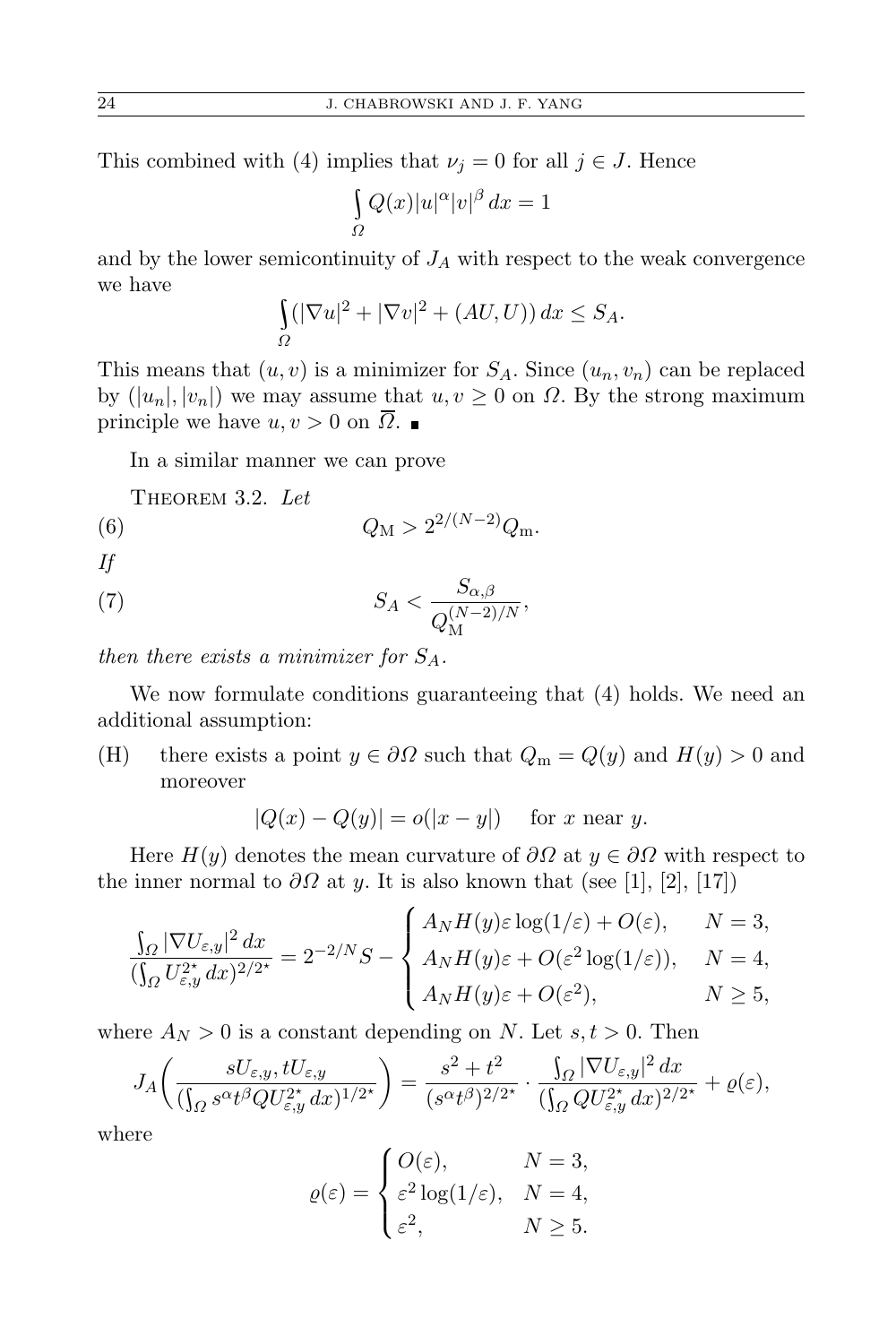This combined with (4) implies that $\nu_j = 0$ for all $j \in J$. Hence

$$\int_{\Omega} Q(x)|u|^{\alpha}|v|^{\beta}\,dx = 1$$

and by the lower semicontinuity of $J_A$ with respect to the weak convergence we have

$$\int_{\Omega} (|\nabla u|^2 + |\nabla v|^2 + (AU, U))\,dx \le S_A.$$

This means that $(u, v)$ is a minimizer for $S_A$. Since $(u_n, v_n)$ can be replaced by $(|u_n|, |v_n|)$ we may assume that $u, v \ge 0$ on $\Omega$. By the strong maximum principle we have $u, v > 0$ on $\overline{\Omega}$. ∎

In a similar manner we can prove

Theorem 3.2. *Let*

$$Q_{\mathrm{M}} > 2^{2/(N-2)} Q_{\mathrm{m}}. \tag{6}$$

*If*

$$S_A < \frac{S_{\alpha,\beta}}{Q_{\mathrm{M}}^{(N-2)/N}}, \tag{7}$$

*then there exists a minimizer for $S_A$.*

We now formulate conditions guaranteeing that (4) holds. We need an additional assumption:

(H) there exists a point $y \in \partial\Omega$ such that $Q_{\mathrm{m}} = Q(y)$ and $H(y) > 0$ and moreover

$$|Q(x) - Q(y)| = o(|x - y|) \quad \text{for } x \text{ near } y.$$

Here $H(y)$ denotes the mean curvature of $\partial\Omega$ at $y \in \partial\Omega$ with respect to the inner normal to $\partial\Omega$ at $y$. It is also known that (see [1], [2], [17])

$$\frac{\int_{\Omega} |\nabla U_{\varepsilon,y}|^2\,dx}{(\int_{\Omega} U_{\varepsilon,y}^{2^\star}\,dx)^{2/2^\star}} = 2^{-2/N} S - \begin{cases} A_N H(y)\varepsilon \log(1/\varepsilon) + O(\varepsilon), & N = 3, \\ A_N H(y)\varepsilon + O(\varepsilon^2 \log(1/\varepsilon)), & N = 4, \\ A_N H(y)\varepsilon + O(\varepsilon^2), & N \ge 5, \end{cases}$$

where $A_N > 0$ is a constant depending on $N$. Let $s, t > 0$. Then

$$J_A\biggl(\frac{sU_{\varepsilon,y}, tU_{\varepsilon,y}}{(\int_{\Omega} s^{\alpha} t^{\beta} Q U_{\varepsilon,y}^{2^\star}\,dx)^{1/2^\star}}\biggr) = \frac{s^2 + t^2}{(s^{\alpha} t^{\beta})^{2/2^\star}} \cdot \frac{\int_{\Omega} |\nabla U_{\varepsilon,y}|^2\,dx}{(\int_{\Omega} Q U_{\varepsilon,y}^{2^\star}\,dx)^{2/2^\star}} + \varrho(\varepsilon),$$

where

$$\varrho(\varepsilon) = \begin{cases} O(\varepsilon), & N = 3, \\ \varepsilon^2 \log(1/\varepsilon), & N = 4, \\ \varepsilon^2, & N \ge 5. \end{cases}$$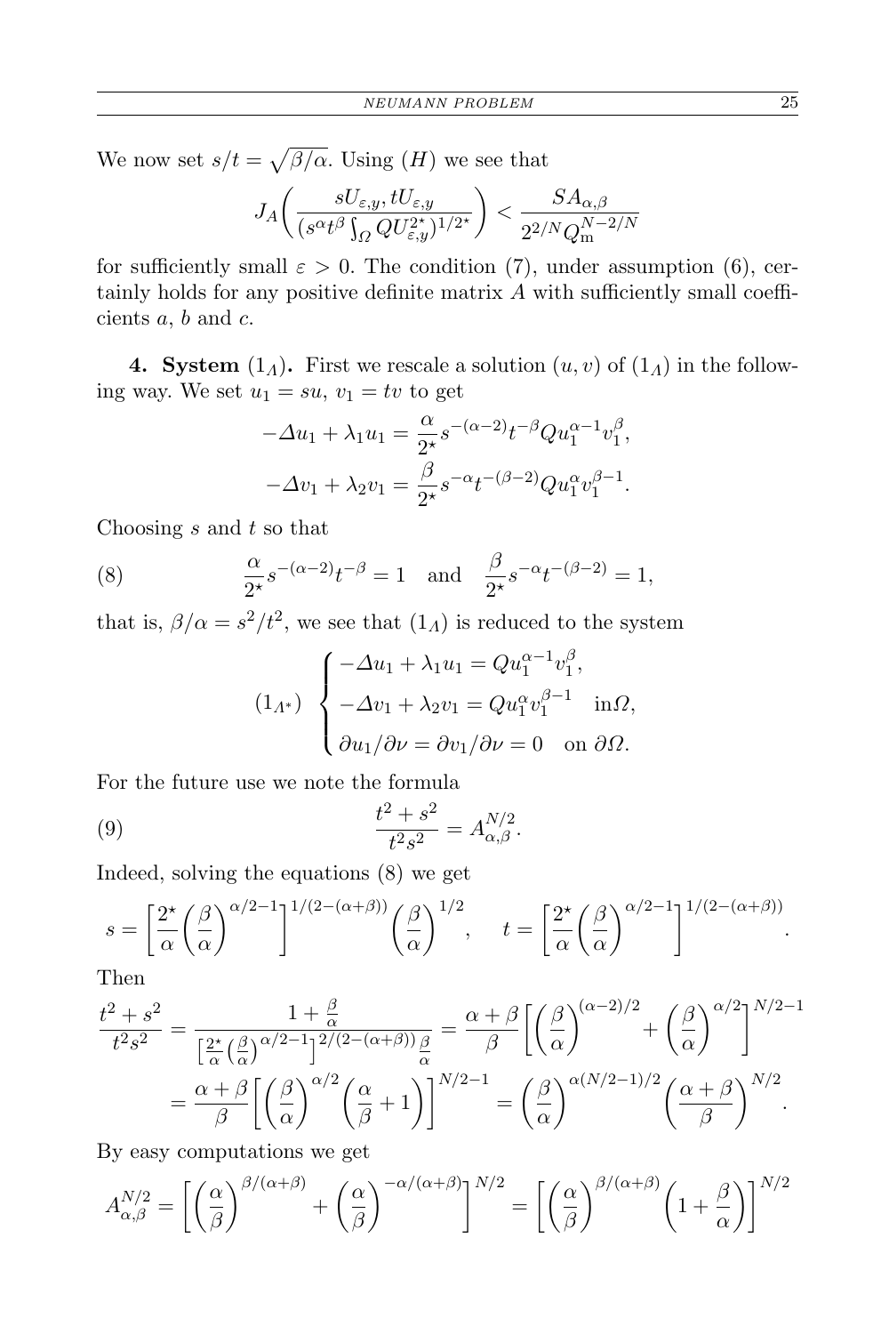We now set $s/t = \sqrt{\beta/\alpha}$. Using $(H)$ we see that

$$J_A\bigg(\frac{sU_{\varepsilon,y}, tU_{\varepsilon,y}}{(s^\alpha t^\beta \int_\Omega QU_{\varepsilon,y}^{2^\star})^{1/2^\star}}\bigg) < \frac{SA_{\alpha,\beta}}{2^{2/N}Q_{\mathrm{m}}^{N-2/N}}$$

for sufficiently small $\varepsilon > 0$. The condition (7), under assumption (6), certainly holds for any positive definite matrix $A$ with sufficiently small coefficients $a$, $b$ and $c$.

**4. System $(1_\Lambda)$.** First we rescale a solution $(u,v)$ of $(1_\Lambda)$ in the following way. We set $u_1 = su$, $v_1 = tv$ to get

$$\begin{aligned}
-\Delta u_1 + \lambda_1 u_1 &= \frac{\alpha}{2^\star} s^{-(\alpha-2)} t^{-\beta} Q u_1^{\alpha-1} v_1^\beta,\\
-\Delta v_1 + \lambda_2 v_1 &= \frac{\beta}{2^\star} s^{-\alpha} t^{-(\beta-2)} Q u_1^{\alpha} v_1^{\beta-1}.
\end{aligned}$$

Choosing $s$ and $t$ so that

$$\frac{\alpha}{2^\star} s^{-(\alpha-2)} t^{-\beta} = 1 \quad \text{and} \quad \frac{\beta}{2^\star} s^{-\alpha} t^{-(\beta-2)} = 1, \tag{8}$$

that is, $\beta/\alpha = s^2/t^2$, we see that $(1_\Lambda)$ is reduced to the system

$$(1_{\Lambda^*}) \quad \begin{cases}
-\Delta u_1 + \lambda_1 u_1 = Q u_1^{\alpha-1} v_1^\beta,\\
-\Delta v_1 + \lambda_2 v_1 = Q u_1^{\alpha} v_1^{\beta-1} \quad \text{in} \Omega,\\
\partial u_1/\partial\nu = \partial v_1/\partial\nu = 0 \quad \text{on } \partial\Omega.
\end{cases}$$

For the future use we note the formula

$$\frac{t^2+s^2}{t^2s^2} = A_{\alpha,\beta}^{N/2}. \tag{9}$$

Indeed, solving the equations (8) we get

$$s = \bigg[\frac{2^\star}{\alpha}\bigg(\frac{\beta}{\alpha}\bigg)^{\alpha/2-1}\bigg]^{1/(2-(\alpha+\beta))}\bigg(\frac{\beta}{\alpha}\bigg)^{1/2}, \qquad t = \bigg[\frac{2^\star}{\alpha}\bigg(\frac{\beta}{\alpha}\bigg)^{\alpha/2-1}\bigg]^{1/(2-(\alpha+\beta))}.$$

Then

$$\begin{aligned}
\frac{t^2+s^2}{t^2s^2} &= \frac{1+\frac{\beta}{\alpha}}{\big[\frac{2^\star}{\alpha}\big(\frac{\beta}{\alpha}\big)^{\alpha/2-1}\big]^{2/(2-(\alpha+\beta))}\frac{\beta}{\alpha}} = \frac{\alpha+\beta}{\beta}\bigg[\bigg(\frac{\beta}{\alpha}\bigg)^{(\alpha-2)/2} + \bigg(\frac{\beta}{\alpha}\bigg)^{\alpha/2}\bigg]^{N/2-1}\\
&= \frac{\alpha+\beta}{\beta}\bigg[\bigg(\frac{\beta}{\alpha}\bigg)^{\alpha/2}\bigg(\frac{\alpha}{\beta}+1\bigg)\bigg]^{N/2-1} = \bigg(\frac{\beta}{\alpha}\bigg)^{\alpha(N/2-1)/2}\bigg(\frac{\alpha+\beta}{\beta}\bigg)^{N/2}.
\end{aligned}$$

By easy computations we get

$$A_{\alpha,\beta}^{N/2} = \bigg[\bigg(\frac{\alpha}{\beta}\bigg)^{\beta/(\alpha+\beta)} + \bigg(\frac{\alpha}{\beta}\bigg)^{-\alpha/(\alpha+\beta)}\bigg]^{N/2} = \bigg[\bigg(\frac{\alpha}{\beta}\bigg)^{\beta/(\alpha+\beta)}\bigg(1+\frac{\beta}{\alpha}\bigg)\bigg]^{N/2}$$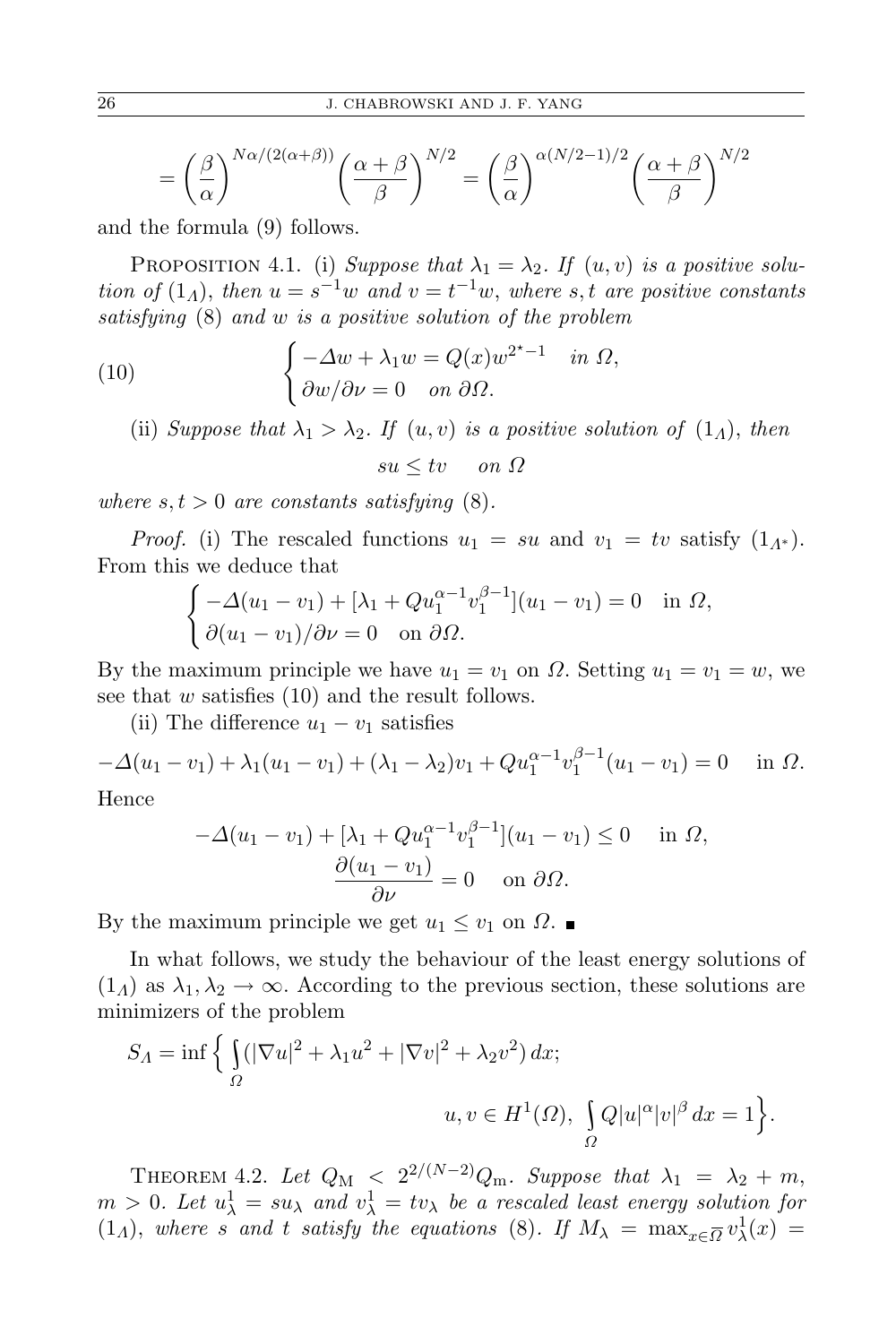$$= \left(\frac{\beta}{\alpha}\right)^{N\alpha/(2(\alpha+\beta))}\left(\frac{\alpha+\beta}{\beta}\right)^{N/2} = \left(\frac{\beta}{\alpha}\right)^{\alpha(N/2-1)/2}\left(\frac{\alpha+\beta}{\beta}\right)^{N/2}$$

and the formula (9) follows.

Proposition 4.1. (i) *Suppose that $\lambda_1 = \lambda_2$. If $(u,v)$ is a positive solution of $(1_\Lambda)$, then $u = s^{-1}w$ and $v = t^{-1}w$, where $s,t$ are positive constants satisfying* (8) *and $w$ is a positive solution of the problem*

$$\begin{cases} -\Delta w + \lambda_1 w = Q(x) w^{2^\star - 1} & \text{in } \Omega, \\ \partial w/\partial \nu = 0 & \text{on } \partial\Omega. \end{cases} \tag{10}$$

(ii) *Suppose that $\lambda_1 > \lambda_2$. If $(u,v)$ is a positive solution of $(1_\Lambda)$, then*

$$su \le tv \quad \text{on } \Omega$$

*where $s,t > 0$ are constants satisfying* (8).

*Proof.* (i) The rescaled functions $u_1 = su$ and $v_1 = tv$ satisfy $(1_{\Lambda^*})$. From this we deduce that

$$\begin{cases} -\Delta(u_1 - v_1) + [\lambda_1 + Q u_1^{\alpha-1} v_1^{\beta-1}](u_1 - v_1) = 0 & \text{in } \Omega, \\ \partial(u_1 - v_1)/\partial\nu = 0 & \text{on } \partial\Omega. \end{cases}$$

By the maximum principle we have $u_1 = v_1$ on $\Omega$. Setting $u_1 = v_1 = w$, we see that $w$ satisfies (10) and the result follows.

(ii) The difference $u_1 - v_1$ satisfies

$$-\Delta(u_1 - v_1) + \lambda_1(u_1 - v_1) + (\lambda_1 - \lambda_2)v_1 + Q u_1^{\alpha-1} v_1^{\beta-1}(u_1 - v_1) = 0 \quad \text{in } \Omega.$$

Hence

$$-\Delta(u_1 - v_1) + [\lambda_1 + Q u_1^{\alpha-1} v_1^{\beta-1}](u_1 - v_1) \le 0 \quad \text{in } \Omega,$$
$$\frac{\partial(u_1 - v_1)}{\partial\nu} = 0 \quad \text{on } \partial\Omega.$$

By the maximum principle we get $u_1 \le v_1$ on $\Omega$. ∎

In what follows, we study the behaviour of the least energy solutions of $(1_\Lambda)$ as $\lambda_1, \lambda_2 \to \infty$. According to the previous section, these solutions are minimizers of the problem

$$S_\Lambda = \inf\Big\{ \int_\Omega (|\nabla u|^2 + \lambda_1 u^2 + |\nabla v|^2 + \lambda_2 v^2)\,dx; \quad u,v \in H^1(\Omega),\ \int_\Omega Q|u|^\alpha |v|^\beta\,dx = 1\Big\}.$$

Theorem 4.2. *Let $Q_{\rm M} < 2^{2/(N-2)} Q_{\rm m}$. Suppose that $\lambda_1 = \lambda_2 + m$, $m > 0$. Let $u_\lambda^1 = s u_\lambda$ and $v_\lambda^1 = t v_\lambda$ be a rescaled least energy solution for $(1_\Lambda)$, where $s$ and $t$ satisfy the equations* (8). *If $M_\lambda = \max_{x \in \overline{\Omega}} v_\lambda^1(x) =$*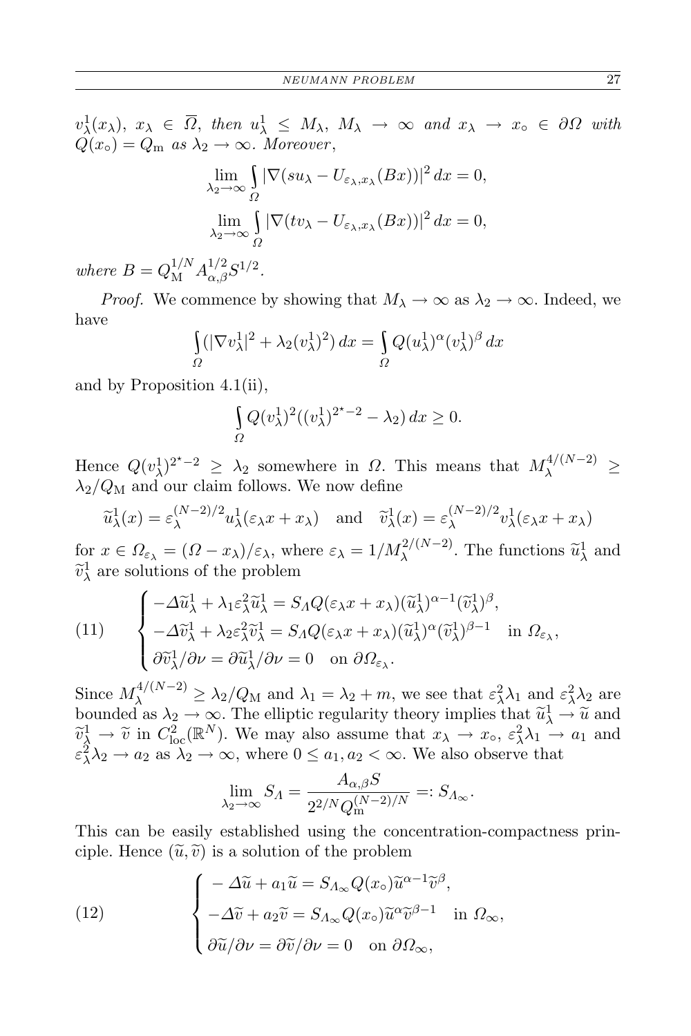$v_\lambda^1(x_\lambda)$, $x_\lambda \in \overline{\Omega}$, *then* $u_\lambda^1 \le M_\lambda$, $M_\lambda \to \infty$ *and* $x_\lambda \to x_\circ \in \partial\Omega$ *with* $Q(x_\circ) = Q_{\mathrm{m}}$ *as* $\lambda_2 \to \infty$. *Moreover*,

$$\lim_{\lambda_2\to\infty} \int_\Omega |\nabla(su_\lambda - U_{\varepsilon_\lambda, x_\lambda}(Bx))|^2\, dx = 0,$$

$$\lim_{\lambda_2\to\infty} \int_\Omega |\nabla(tv_\lambda - U_{\varepsilon_\lambda, x_\lambda}(Bx))|^2\, dx = 0,$$

*where* $B = Q_{\mathrm{M}}^{1/N} A_{\alpha,\beta}^{1/2} S^{1/2}$.

*Proof.* We commence by showing that $M_\lambda \to \infty$ as $\lambda_2 \to \infty$. Indeed, we have

$$\int_\Omega (|\nabla v_\lambda^1|^2 + \lambda_2 (v_\lambda^1)^2)\, dx = \int_\Omega Q(u_\lambda^1)^\alpha (v_\lambda^1)^\beta\, dx$$

and by Proposition 4.1(ii),

$$\int_\Omega Q(v_\lambda^1)^2((v_\lambda^1)^{2^\star - 2} - \lambda_2)\, dx \ge 0.$$

Hence $Q(v_\lambda^1)^{2^\star-2} \ge \lambda_2$ somewhere in $\Omega$. This means that $M_\lambda^{4/(N-2)} \ge \lambda_2/Q_{\mathrm{M}}$ and our claim follows. We now define

$$\widetilde{u}_\lambda^1(x) = \varepsilon_\lambda^{(N-2)/2} u_\lambda^1(\varepsilon_\lambda x + x_\lambda) \quad \text{and} \quad \widetilde{v}_\lambda^1(x) = \varepsilon_\lambda^{(N-2)/2} v_\lambda^1(\varepsilon_\lambda x + x_\lambda)$$

for $x \in \Omega_{\varepsilon_\lambda} = (\Omega - x_\lambda)/\varepsilon_\lambda$, where $\varepsilon_\lambda = 1/M_\lambda^{2/(N-2)}$. The functions $\widetilde{u}_\lambda^1$ and $\widetilde{v}_\lambda^1$ are solutions of the problem

$$\tag{11} \begin{cases} -\Delta \widetilde{u}_\lambda^1 + \lambda_1 \varepsilon_\lambda^2 \widetilde{u}_\lambda^1 = S_\Lambda Q(\varepsilon_\lambda x + x_\lambda)(\widetilde{u}_\lambda^1)^{\alpha-1}(\widetilde{v}_\lambda^1)^\beta, \\ -\Delta \widetilde{v}_\lambda^1 + \lambda_2 \varepsilon_\lambda^2 \widetilde{v}_\lambda^1 = S_\Lambda Q(\varepsilon_\lambda x + x_\lambda)(\widetilde{u}_\lambda^1)^{\alpha}(\widetilde{v}_\lambda^1)^{\beta-1} \quad \text{in } \Omega_{\varepsilon_\lambda}, \\ \partial \widetilde{v}_\lambda^1/\partial\nu = \partial \widetilde{u}_\lambda^1/\partial\nu = 0 \quad \text{on } \partial\Omega_{\varepsilon_\lambda}. \end{cases}$$

Since $M_\lambda^{4/(N-2)} \ge \lambda_2/Q_{\mathrm{M}}$ and $\lambda_1 = \lambda_2 + m$, we see that $\varepsilon_\lambda^2\lambda_1$ and $\varepsilon_\lambda^2\lambda_2$ are bounded as $\lambda_2 \to \infty$. The elliptic regularity theory implies that $\widetilde{u}_\lambda^1 \to \widetilde{u}$ and $\widetilde{v}_\lambda^1 \to \widetilde{v}$ in $C^2_{\mathrm{loc}}(\mathbb{R}^N)$. We may also assume that $x_\lambda \to x_\circ$, $\varepsilon_\lambda^2\lambda_1 \to a_1$ and $\varepsilon_\lambda^2\lambda_2 \to a_2$ as $\lambda_2 \to \infty$, where $0 \le a_1, a_2 < \infty$. We also observe that

$$\lim_{\lambda_2\to\infty} S_\Lambda = \frac{A_{\alpha,\beta} S}{2^{2/N} Q_{\mathrm{m}}^{(N-2)/N}} =: S_{\Lambda_\infty}.$$

This can be easily established using the concentration-compactness principle. Hence $(\widetilde{u}, \widetilde{v})$ is a solution of the problem

$$\tag{12} \begin{cases} -\Delta \widetilde{u} + a_1 \widetilde{u} = S_{\Lambda_\infty} Q(x_\circ) \widetilde{u}^{\alpha-1} \widetilde{v}^\beta, \\ -\Delta \widetilde{v} + a_2 \widetilde{v} = S_{\Lambda_\infty} Q(x_\circ) \widetilde{u}^{\alpha} \widetilde{v}^{\beta-1} \quad \text{in } \Omega_\infty, \\ \partial \widetilde{u}/\partial\nu = \partial \widetilde{v}/\partial\nu = 0 \quad \text{on } \partial\Omega_\infty, \end{cases}$$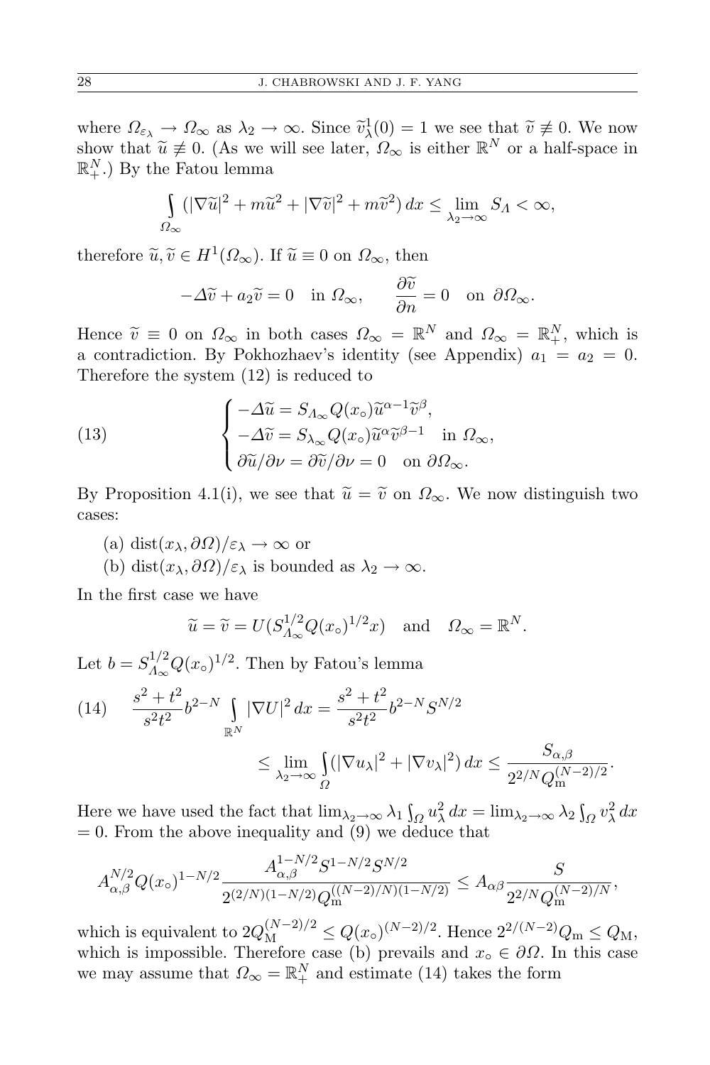where $\Omega_{\varepsilon_\lambda} \to \Omega_\infty$ as $\lambda_2 \to \infty$. Since $\widetilde{v}_\lambda^1(0) = 1$ we see that $\widetilde{v} \not\equiv 0$. We now show that $\widetilde{u} \not\equiv 0$. (As we will see later, $\Omega_\infty$ is either $\mathbb{R}^N$ or a half-space in $\mathbb{R}^N_+$.) By the Fatou lemma

$$\int_{\Omega_\infty} (|\nabla \widetilde{u}|^2 + m\widetilde{u}^2 + |\nabla \widetilde{v}|^2 + m\widetilde{v}^2)\,dx \le \lim_{\lambda_2 \to \infty} S_\Lambda < \infty,$$

therefore $\widetilde{u}, \widetilde{v} \in H^1(\Omega_\infty)$. If $\widetilde{u} \equiv 0$ on $\Omega_\infty$, then

$$-\Delta \widetilde{v} + a_2 \widetilde{v} = 0 \quad \text{in } \Omega_\infty, \qquad \frac{\partial \widetilde{v}}{\partial n} = 0 \quad \text{on } \partial\Omega_\infty.$$

Hence $\widetilde{v} \equiv 0$ on $\Omega_\infty$ in both cases $\Omega_\infty = \mathbb{R}^N$ and $\Omega_\infty = \mathbb{R}^N_+$, which is a contradiction. By Pokhozhaev's identity (see Appendix) $a_1 = a_2 = 0$. Therefore the system (12) is reduced to

$$(13) \qquad \begin{cases} -\Delta \widetilde{u} = S_{\Lambda_\infty} Q(x_\circ) \widetilde{u}^{\alpha-1} \widetilde{v}^{\beta}, \\ -\Delta \widetilde{v} = S_{\lambda_\infty} Q(x_\circ) \widetilde{u}^{\alpha} \widetilde{v}^{\beta-1} \quad \text{in } \Omega_\infty, \\ \partial \widetilde{u}/\partial \nu = \partial \widetilde{v}/\partial \nu = 0 \quad \text{on } \partial\Omega_\infty. \end{cases}$$

By Proposition 4.1(i), we see that $\widetilde{u} = \widetilde{v}$ on $\Omega_\infty$. We now distinguish two cases:

(a) $\operatorname{dist}(x_\lambda, \partial\Omega)/\varepsilon_\lambda \to \infty$ or

(b) $\operatorname{dist}(x_\lambda, \partial\Omega)/\varepsilon_\lambda$ is bounded as $\lambda_2 \to \infty$.

In the first case we have

$$\widetilde{u} = \widetilde{v} = U(S_{\Lambda_\infty}^{1/2} Q(x_\circ)^{1/2} x) \quad \text{and} \quad \Omega_\infty = \mathbb{R}^N.$$

Let $b = S_{\Lambda_\infty}^{1/2} Q(x_\circ)^{1/2}$. Then by Fatou's lemma

$$(14) \qquad \frac{s^2+t^2}{s^2t^2} b^{2-N} \int_{\mathbb{R}^N} |\nabla U|^2\,dx = \frac{s^2+t^2}{s^2t^2} b^{2-N} S^{N/2}$$
$$\le \lim_{\lambda_2 \to \infty} \int_\Omega (|\nabla u_\lambda|^2 + |\nabla v_\lambda|^2)\,dx \le \frac{S_{\alpha,\beta}}{2^{2/N} Q_{\mathrm{m}}^{(N-2)/2}}.$$

Here we have used the fact that $\lim_{\lambda_2 \to \infty} \lambda_1 \int_\Omega u_\lambda^2\,dx = \lim_{\lambda_2 \to \infty} \lambda_2 \int_\Omega v_\lambda^2\,dx = 0$. From the above inequality and (9) we deduce that

$$A_{\alpha,\beta}^{N/2} Q(x_\circ)^{1-N/2} \frac{A_{\alpha,\beta}^{1-N/2} S^{1-N/2} S^{N/2}}{2^{(2/N)(1-N/2)} Q_{\mathrm{m}}^{((N-2)/N)(1-N/2)}} \le A_{\alpha\beta} \frac{S}{2^{2/N} Q_{\mathrm{m}}^{(N-2)/N}},$$

which is equivalent to $2Q_{\mathrm{M}}^{(N-2)/2} \le Q(x_\circ)^{(N-2)/2}$. Hence $2^{2/(N-2)} Q_{\mathrm{m}} \le Q_{\mathrm{M}}$, which is impossible. Therefore case (b) prevails and $x_\circ \in \partial\Omega$. In this case we may assume that $\Omega_\infty = \mathbb{R}^N_+$ and estimate (14) takes the form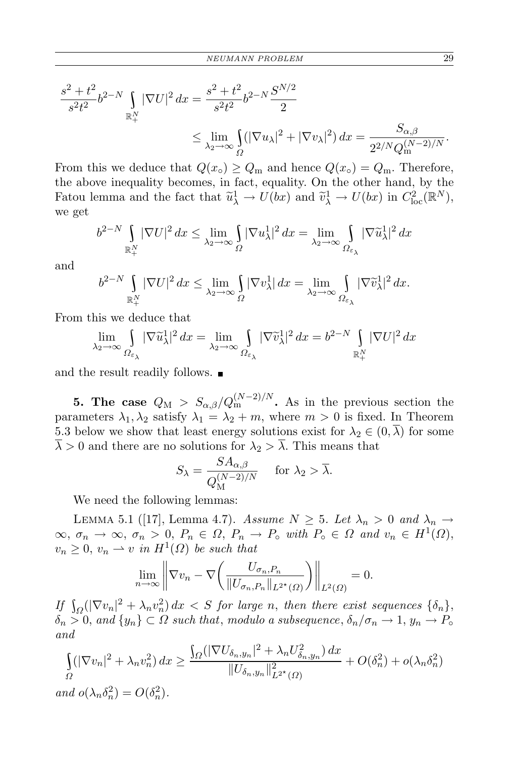$$\frac{s^2+t^2}{s^2t^2}b^{2-N}\int_{\mathbb{R}^N_+}|\nabla U|^2\,dx = \frac{s^2+t^2}{s^2t^2}b^{2-N}\frac{S^{N/2}}{2}$$
$$\leq \lim_{\lambda_2\to\infty}\int_\Omega(|\nabla u_\lambda|^2+|\nabla v_\lambda|^2)\,dx = \frac{S_{\alpha,\beta}}{2^{2/N}Q_{\mathrm{m}}^{(N-2)/N}}.$$

From this we deduce that $Q(x_\circ)\geq Q_{\mathrm{m}}$ and hence $Q(x_\circ)=Q_{\mathrm{m}}$. Therefore, the above inequality becomes, in fact, equality. On the other hand, by the Fatou lemma and the fact that $\widetilde{u}^1_\lambda\to U(bx)$ and $\widetilde{v}^1_\lambda\to U(bx)$ in $C^2_{\mathrm{loc}}(\mathbb{R}^N)$, we get

$$b^{2-N}\int_{\mathbb{R}^N_+}|\nabla U|^2\,dx \leq \lim_{\lambda_2\to\infty}\int_\Omega|\nabla u^1_\lambda|^2\,dx = \lim_{\lambda_2\to\infty}\int_{\Omega_{\varepsilon_\lambda}}|\nabla\widetilde{u}^1_\lambda|^2\,dx$$

and

$$b^{2-N}\int_{\mathbb{R}^N_+}|\nabla U|^2\,dx \leq \lim_{\lambda_2\to\infty}\int_\Omega|\nabla v^1_\lambda|\,dx = \lim_{\lambda_2\to\infty}\int_{\Omega_{\varepsilon_\lambda}}|\nabla\widetilde{v}^1_\lambda|^2\,dx.$$

From this we deduce that

$$\lim_{\lambda_2\to\infty}\int_{\Omega_{\varepsilon_\lambda}}|\nabla\widetilde{u}^1_\lambda|^2\,dx = \lim_{\lambda_2\to\infty}\int_{\Omega_{\varepsilon_\lambda}}|\nabla\widetilde{v}^1_\lambda|^2\,dx = b^{2-N}\int_{\mathbb{R}^N_+}|\nabla U|^2\,dx$$

and the result readily follows. ∎

## 5. The case $Q_{\mathrm{M}} > S_{\alpha,\beta}/Q_{\mathrm{m}}^{(N-2)/N}$.

As in the previous section the parameters $\lambda_1,\lambda_2$ satisfy $\lambda_1=\lambda_2+m$, where $m>0$ is fixed. In Theorem 5.3 below we show that least energy solutions exist for $\lambda_2\in(0,\overline{\lambda})$ for some $\overline{\lambda}>0$ and there are no solutions for $\lambda_2>\overline{\lambda}$. This means that

$$S_\lambda = \frac{SA_{\alpha,\beta}}{Q_{\mathrm{M}}^{(N-2)/N}}\quad \text{for } \lambda_2>\overline{\lambda}.$$

We need the following lemmas:

Lemma 5.1 ([17], Lemma 4.7). *Assume $N\geq 5$. Let $\lambda_n>0$ and $\lambda_n\to\infty$, $\sigma_n\to\infty$, $\sigma_n>0$, $P_n\in\Omega$, $P_n\to P_\circ$ with $P_\circ\in\Omega$ and $v_n\in H^1(\Omega)$, $v_n\geq 0$, $v_n\rightharpoonup v$ in $H^1(\Omega)$ be such that*

$$\lim_{n\to\infty}\left\|\nabla v_n - \nabla\left(\frac{U_{\sigma_n,P_n}}{\|U_{\sigma_n,P_n}\|_{L^{2^\star}(\Omega)}}\right)\right\|_{L^2(\Omega)}=0.$$

*If $\int_\Omega(|\nabla v_n|^2+\lambda_n v_n^2)\,dx<S$ for large $n$, then there exist sequences $\{\delta_n\}$, $\delta_n>0$, and $\{y_n\}\subset\Omega$ such that, modulo a subsequence, $\delta_n/\sigma_n\to 1$, $y_n\to P_\circ$ and*

$$\int_\Omega(|\nabla v_n|^2+\lambda_n v_n^2)\,dx \geq \frac{\int_\Omega(|\nabla U_{\delta_n,y_n}|^2+\lambda_n U^2_{\delta_n,y_n})\,dx}{\|U_{\delta_n,y_n}\|^2_{L^{2^\star}(\Omega)}} + O(\delta_n^2)+o(\lambda_n\delta_n^2)$$

*and $o(\lambda_n\delta_n^2)=O(\delta_n^2)$.*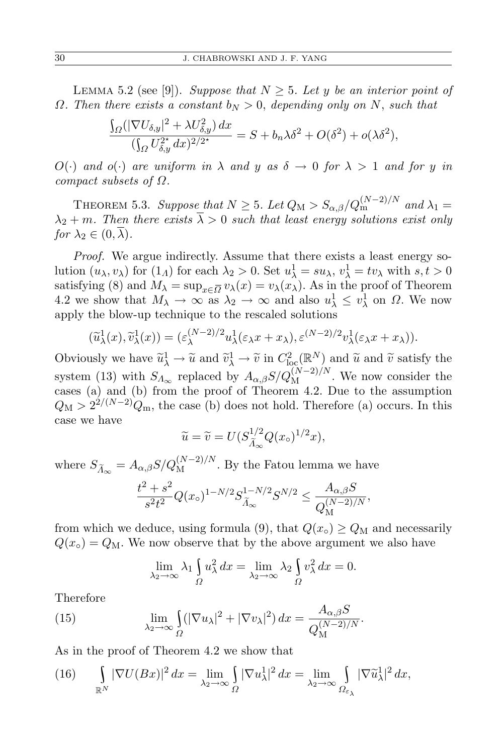LEMMA 5.2 (see [9]). *Suppose that $N \geq 5$. Let $y$ be an interior point of $\Omega$. Then there exists a constant $b_N > 0$, depending only on $N$, such that*

$$\frac{\int_\Omega (|\nabla U_{\delta,y}|^2 + \lambda U_{\delta,y}^2)\,dx}{(\int_\Omega U_{\delta,y}^{2^\star}\,dx)^{2/2^\star}} = S + b_n\lambda\delta^2 + O(\delta^2) + o(\lambda\delta^2),$$

*$O(\cdot)$ and $o(\cdot)$ are uniform in $\lambda$ and $y$ as $\delta \to 0$ for $\lambda > 1$ and for $y$ in compact subsets of $\Omega$.*

THEOREM 5.3. *Suppose that $N \geq 5$. Let $Q_{\mathrm{M}} > S_{\alpha,\beta}/Q_{\mathrm{m}}^{(N-2)/N}$ and $\lambda_1 = \lambda_2 + m$. Then there exists $\overline{\lambda} > 0$ such that least energy solutions exist only for $\lambda_2 \in (0, \overline{\lambda})$.*

*Proof.* We argue indirectly. Assume that there exists a least energy solution $(u_\lambda, v_\lambda)$ for $(1_\Lambda)$ for each $\lambda_2 > 0$. Set $u_\lambda^1 = su_\lambda$, $v_\lambda^1 = tv_\lambda$ with $s, t > 0$ satisfying (8) and $M_\lambda = \sup_{x\in\overline{\Omega}} v_\lambda(x) = v_\lambda(x_\lambda)$. As in the proof of Theorem 4.2 we show that $M_\lambda \to \infty$ as $\lambda_2 \to \infty$ and also $u_\lambda^1 \leq v_\lambda^1$ on $\Omega$. We now apply the blow-up technique to the rescaled solutions

$$(\widetilde{u}_\lambda^1(x), \widetilde{v}_\lambda^1(x)) = (\varepsilon_\lambda^{(N-2)/2} u_\lambda^1(\varepsilon_\lambda x + x_\lambda), \varepsilon^{(N-2)/2} v_\lambda^1(\varepsilon_\lambda x + x_\lambda)).$$

Obviously we have $\widetilde{u}_\lambda^1 \to \widetilde{u}$ and $\widetilde{v}_\lambda^1 \to \widetilde{v}$ in $C^2_{\mathrm{loc}}(\mathbb{R}^N)$ and $\widetilde{u}$ and $\widetilde{v}$ satisfy the system (13) with $S_{\Lambda_\infty}$ replaced by $A_{\alpha,\beta}S/Q_{\mathrm{M}}^{(N-2)/N}$. We now consider the cases (a) and (b) from the proof of Theorem 4.2. Due to the assumption $Q_{\mathrm{M}} > 2^{2/(N-2)}Q_{\mathrm{m}}$, the case (b) does not hold. Therefore (a) occurs. In this case we have

$$\widetilde{u} = \widetilde{v} = U(S_{\widetilde{\Lambda}_\infty}^{1/2} Q(x_\circ)^{1/2} x),$$

where $S_{\widetilde{\Lambda}_\infty} = A_{\alpha,\beta}S/Q_{\mathrm{M}}^{(N-2)/N}$. By the Fatou lemma we have

$$\frac{t^2+s^2}{s^2t^2} Q(x_\circ)^{1-N/2} S_{\widetilde{\Lambda}_\infty}^{1-N/2} S^{N/2} \leq \frac{A_{\alpha,\beta}S}{Q_{\mathrm{M}}^{(N-2)/N}},$$

from which we deduce, using formula (9), that $Q(x_\circ) \geq Q_{\mathrm{M}}$ and necessarily $Q(x_\circ) = Q_{\mathrm{M}}$. We now observe that by the above argument we also have

$$\lim_{\lambda_2\to\infty} \lambda_1 \int_\Omega u_\lambda^2\,dx = \lim_{\lambda_2\to\infty} \lambda_2 \int_\Omega v_\lambda^2\,dx = 0.$$

Therefore

$$\lim_{\lambda_2\to\infty} \int_\Omega (|\nabla u_\lambda|^2 + |\nabla v_\lambda|^2)\,dx = \frac{A_{\alpha,\beta}S}{Q_{\mathrm{M}}^{(N-2)/N}}. \tag{15}$$

As in the proof of Theorem 4.2 we show that

$$\int_{\mathbb{R}^N} |\nabla U(Bx)|^2\,dx = \lim_{\lambda_2\to\infty} \int_\Omega |\nabla u_\lambda^1|^2\,dx = \lim_{\lambda_2\to\infty} \int_{\Omega_{\varepsilon_\lambda}} |\nabla \widetilde{u}_\lambda^1|^2\,dx, \tag{16}$$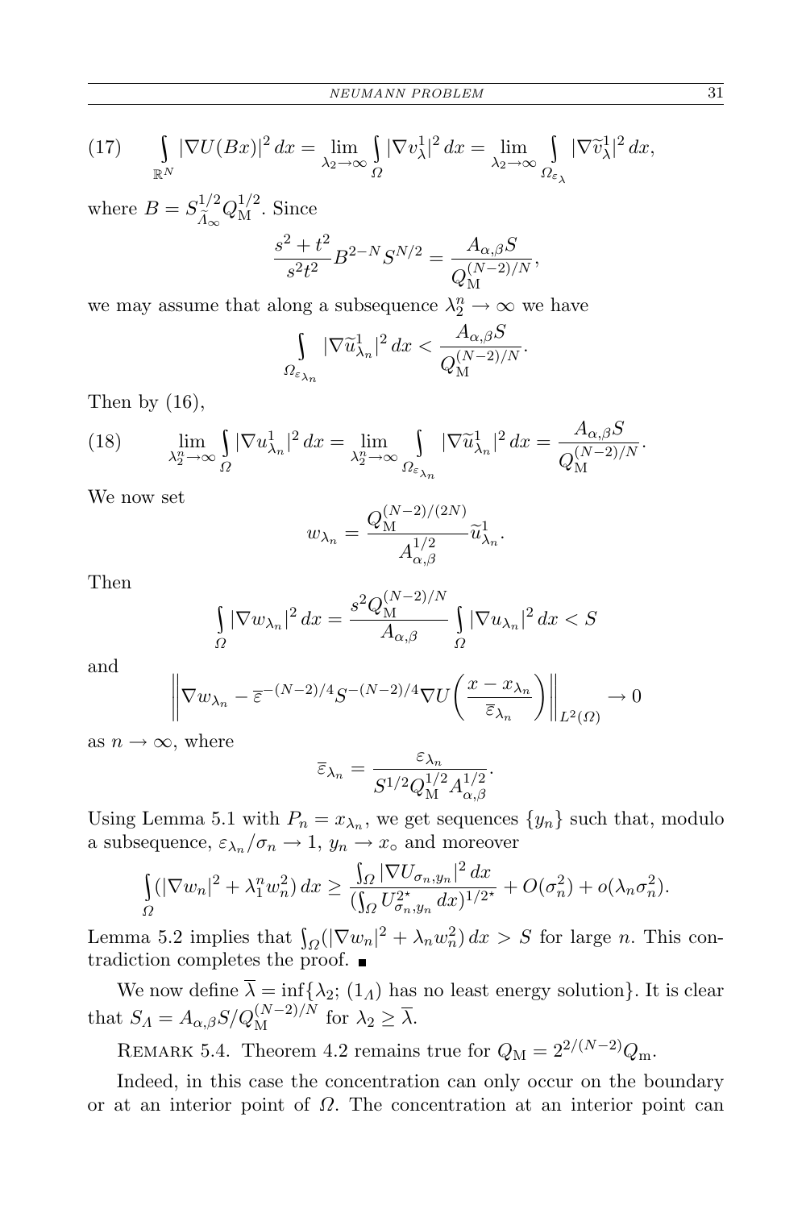$$\int_{\mathbb{R}^N} |\nabla U(Bx)|^2\,dx = \lim_{\lambda_2\to\infty} \int_{\Omega} |\nabla v_\lambda^1|^2\,dx = \lim_{\lambda_2\to\infty} \int_{\Omega_{\varepsilon_\lambda}} |\nabla \widetilde{v}_\lambda^1|^2\,dx, \tag{17}$$

where $B = S_{\widetilde{\Lambda}_\infty}^{1/2} Q_{\mathrm{M}}^{1/2}$. Since

$$\frac{s^2+t^2}{s^2t^2} B^{2-N} S^{N/2} = \frac{A_{\alpha,\beta} S}{Q_{\mathrm{M}}^{(N-2)/N}},$$

we may assume that along a subsequence $\lambda_2^n \to \infty$ we have

$$\int_{\Omega_{\varepsilon_{\lambda_n}}} |\nabla \widetilde{u}_{\lambda_n}^1|^2\,dx < \frac{A_{\alpha,\beta} S}{Q_{\mathrm{M}}^{(N-2)/N}}.$$

Then by (16),

$$\lim_{\lambda_2^n\to\infty} \int_{\Omega} |\nabla u_{\lambda_n}^1|^2\,dx = \lim_{\lambda_2^n\to\infty} \int_{\Omega_{\varepsilon_{\lambda_n}}} |\nabla \widetilde{u}_{\lambda_n}^1|^2\,dx = \frac{A_{\alpha,\beta} S}{Q_{\mathrm{M}}^{(N-2)/N}}. \tag{18}$$

We now set

$$w_{\lambda_n} = \frac{Q_{\mathrm{M}}^{(N-2)/(2N)}}{A_{\alpha,\beta}^{1/2}} \widetilde{u}_{\lambda_n}^1.$$

Then

$$\int_{\Omega} |\nabla w_{\lambda_n}|^2\,dx = \frac{s^2 Q_{\mathrm{M}}^{(N-2)/N}}{A_{\alpha,\beta}} \int_{\Omega} |\nabla u_{\lambda_n}|^2\,dx < S$$

and

$$\left\| \nabla w_{\lambda_n} - \overline{\varepsilon}^{-(N-2)/4} S^{-(N-2)/4} \nabla U\left(\frac{x - x_{\lambda_n}}{\overline{\varepsilon}_{\lambda_n}}\right) \right\|_{L^2(\Omega)} \to 0$$

as $n \to \infty$, where

$$\overline{\varepsilon}_{\lambda_n} = \frac{\varepsilon_{\lambda_n}}{S^{1/2} Q_{\mathrm{M}}^{1/2} A_{\alpha,\beta}^{1/2}}.$$

Using Lemma 5.1 with $P_n = x_{\lambda_n}$, we get sequences $\{y_n\}$ such that, modulo a subsequence, $\varepsilon_{\lambda_n}/\sigma_n \to 1$, $y_n \to x_\circ$ and moreover

$$\int_{\Omega} (|\nabla w_n|^2 + \lambda_1^n w_n^2)\,dx \ge \frac{\int_\Omega |\nabla U_{\sigma_n,y_n}|^2\,dx}{(\int_\Omega U_{\sigma_n,y_n}^{2^\star}\,dx)^{1/2^\star}} + O(\sigma_n^2) + o(\lambda_n \sigma_n^2).$$

Lemma 5.2 implies that $\int_\Omega (|\nabla w_n|^2 + \lambda_n w_n^2)\,dx > S$ for large $n$. This contradiction completes the proof. ∎

We now define $\overline{\lambda} = \inf\{\lambda_2;\ (1_\Lambda)$ has no least energy solution$\}$. It is clear that $S_\Lambda = A_{\alpha,\beta} S / Q_{\mathrm{M}}^{(N-2)/N}$ for $\lambda_2 \ge \overline{\lambda}$.

Remark 5.4. Theorem 4.2 remains true for $Q_{\mathrm{M}} = 2^{2/(N-2)} Q_{\mathrm{m}}$.

Indeed, in this case the concentration can only occur on the boundary or at an interior point of $\Omega$. The concentration at an interior point can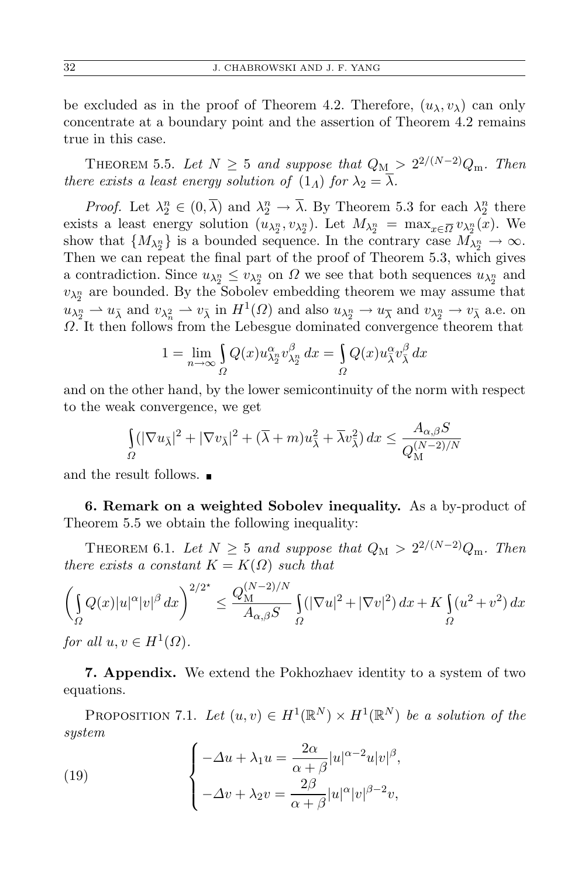be excluded as in the proof of Theorem 4.2. Therefore, $(u_\lambda, v_\lambda)$ can only concentrate at a boundary point and the assertion of Theorem 4.2 remains true in this case.

THEOREM 5.5. *Let $N \geq 5$ and suppose that $Q_{\mathrm{M}} > 2^{2/(N-2)} Q_{\mathrm{m}}$. Then there exists a least energy solution of $(1_\Lambda)$ for $\lambda_2 = \overline{\lambda}$.*

*Proof.* Let $\lambda_2^n \in (0, \overline{\lambda})$ and $\lambda_2^n \to \overline{\lambda}$. By Theorem 5.3 for each $\lambda_2^n$ there exists a least energy solution $(u_{\lambda_2^n}, v_{\lambda_2^n})$. Let $M_{\lambda_2^n} = \max_{x \in \overline{\Omega}} v_{\lambda_2^n}(x)$. We show that $\{M_{\lambda_2^n}\}$ is a bounded sequence. In the contrary case $M_{\lambda_2^n} \to \infty$. Then we can repeat the final part of the proof of Theorem 5.3, which gives a contradiction. Since $u_{\lambda_2^n} \leq v_{\lambda_2^n}$ on $\Omega$ we see that both sequences $u_{\lambda_2^n}$ and $v_{\lambda_2^n}$ are bounded. By the Sobolev embedding theorem we may assume that $u_{\lambda_2^n} \rightharpoonup u_{\bar\lambda}$ and $v_{\lambda_n^2} \rightharpoonup v_{\bar\lambda}$ in $H^1(\Omega)$ and also $u_{\lambda_2^n} \to u_{\overline{\lambda}}$ and $v_{\lambda_2^n} \to v_{\bar\lambda}$ a.e. on $\Omega$. It then follows from the Lebesgue dominated convergence theorem that

$$1 = \lim_{n\to\infty} \int_\Omega Q(x) u_{\lambda_2^n}^\alpha v_{\lambda_2^n}^\beta \, dx = \int_\Omega Q(x) u_{\bar\lambda}^\alpha v_{\bar\lambda}^\beta \, dx$$

and on the other hand, by the lower semicontinuity of the norm with respect to the weak convergence, we get

$$\int_\Omega (|\nabla u_{\bar\lambda}|^2 + |\nabla v_{\bar\lambda}|^2 + (\overline{\lambda} + m) u_{\bar\lambda}^2 + \overline{\lambda} v_{\bar\lambda}^2) \, dx \leq \frac{A_{\alpha,\beta} S}{Q_{\mathrm{M}}^{(N-2)/N}}$$

and the result follows. ∎

**6. Remark on a weighted Sobolev inequality.** As a by-product of Theorem 5.5 we obtain the following inequality:

THEOREM 6.1. *Let $N \geq 5$ and suppose that $Q_{\mathrm{M}} > 2^{2/(N-2)} Q_{\mathrm{m}}$. Then there exists a constant $K = K(\Omega)$ such that*

$$\left( \int_\Omega Q(x) |u|^\alpha |v|^\beta \, dx \right)^{2/2^\star} \leq \frac{Q_{\mathrm{M}}^{(N-2)/N}}{A_{\alpha,\beta} S} \int_\Omega (|\nabla u|^2 + |\nabla v|^2) \, dx + K \int_\Omega (u^2 + v^2) \, dx$$

*for all $u, v \in H^1(\Omega)$.*

**7. Appendix.** We extend the Pokhozhaev identity to a system of two equations.

PROPOSITION 7.1. *Let $(u, v) \in H^1(\mathbb{R}^N) \times H^1(\mathbb{R}^N)$ be a solution of the system*

$$\begin{cases} -\Delta u + \lambda_1 u = \dfrac{2\alpha}{\alpha + \beta} |u|^{\alpha-2} u |v|^\beta, \\ -\Delta v + \lambda_2 v = \dfrac{2\beta}{\alpha + \beta} |u|^\alpha |v|^{\beta-2} v, \end{cases} \tag{19}$$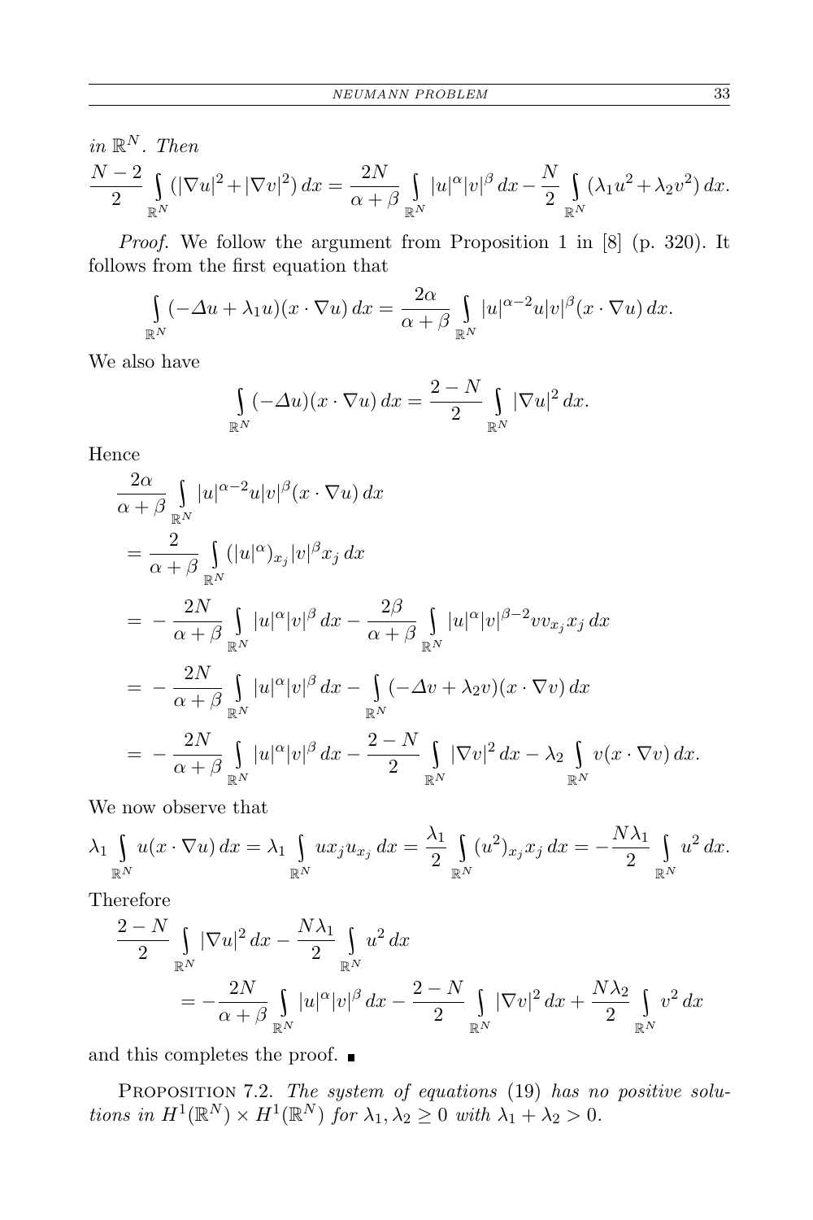*in* $\mathbb{R}^N$*. Then*

$$\frac{N-2}{2}\int_{\mathbb{R}^N}(|\nabla u|^2+|\nabla v|^2)\,dx=\frac{2N}{\alpha+\beta}\int_{\mathbb{R}^N}|u|^\alpha|v|^\beta\,dx-\frac{N}{2}\int_{\mathbb{R}^N}(\lambda_1u^2+\lambda_2v^2)\,dx.$$

*Proof.* We follow the argument from Proposition 1 in [8] (p. 320). It follows from the first equation that

$$\int_{\mathbb{R}^N}(-\Delta u+\lambda_1 u)(x\cdot\nabla u)\,dx=\frac{2\alpha}{\alpha+\beta}\int_{\mathbb{R}^N}|u|^{\alpha-2}u|v|^\beta(x\cdot\nabla u)\,dx.$$

We also have

$$\int_{\mathbb{R}^N}(-\Delta u)(x\cdot\nabla u)\,dx=\frac{2-N}{2}\int_{\mathbb{R}^N}|\nabla u|^2\,dx.$$

Hence

$$\begin{aligned}
&\frac{2\alpha}{\alpha+\beta}\int_{\mathbb{R}^N}|u|^{\alpha-2}u|v|^\beta(x\cdot\nabla u)\,dx\\
&=\frac{2}{\alpha+\beta}\int_{\mathbb{R}^N}(|u|^\alpha)_{x_j}|v|^\beta x_j\,dx\\
&=-\frac{2N}{\alpha+\beta}\int_{\mathbb{R}^N}|u|^\alpha|v|^\beta\,dx-\frac{2\beta}{\alpha+\beta}\int_{\mathbb{R}^N}|u|^\alpha|v|^{\beta-2}vv_{x_j}x_j\,dx\\
&=-\frac{2N}{\alpha+\beta}\int_{\mathbb{R}^N}|u|^\alpha|v|^\beta\,dx-\int_{\mathbb{R}^N}(-\Delta v+\lambda_2 v)(x\cdot\nabla v)\,dx\\
&=-\frac{2N}{\alpha+\beta}\int_{\mathbb{R}^N}|u|^\alpha|v|^\beta\,dx-\frac{2-N}{2}\int_{\mathbb{R}^N}|\nabla v|^2\,dx-\lambda_2\int_{\mathbb{R}^N}v(x\cdot\nabla v)\,dx.
\end{aligned}$$

We now observe that

$$\lambda_1\int_{\mathbb{R}^N}u(x\cdot\nabla u)\,dx=\lambda_1\int_{\mathbb{R}^N}ux_ju_{x_j}\,dx=\frac{\lambda_1}{2}\int_{\mathbb{R}^N}(u^2)_{x_j}x_j\,dx=-\frac{N\lambda_1}{2}\int_{\mathbb{R}^N}u^2\,dx.$$

Therefore

$$\begin{aligned}
&\frac{2-N}{2}\int_{\mathbb{R}^N}|\nabla u|^2\,dx-\frac{N\lambda_1}{2}\int_{\mathbb{R}^N}u^2\,dx\\
&\qquad=-\frac{2N}{\alpha+\beta}\int_{\mathbb{R}^N}|u|^\alpha|v|^\beta\,dx-\frac{2-N}{2}\int_{\mathbb{R}^N}|\nabla v|^2\,dx+\frac{N\lambda_2}{2}\int_{\mathbb{R}^N}v^2\,dx
\end{aligned}$$

and this completes the proof. ∎

Proposition 7.2. *The system of equations* (19) *has no positive solutions in* $H^1(\mathbb{R}^N)\times H^1(\mathbb{R}^N)$ *for* $\lambda_1,\lambda_2\geq 0$ *with* $\lambda_1+\lambda_2>0$.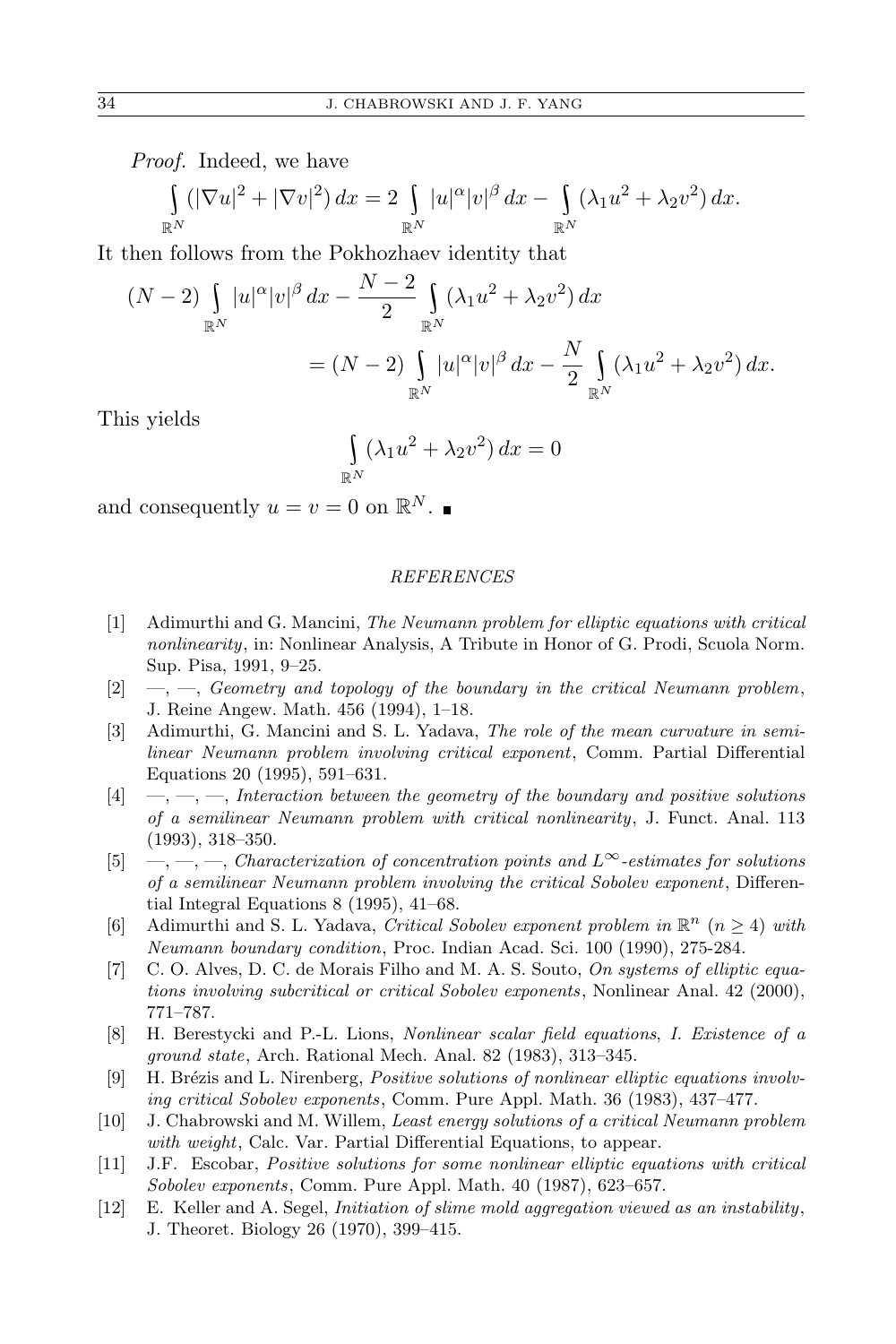*Proof.* Indeed, we have

$$\int_{\mathbb{R}^N} (|\nabla u|^2 + |\nabla v|^2)\,dx = 2\int_{\mathbb{R}^N} |u|^\alpha |v|^\beta\,dx - \int_{\mathbb{R}^N} (\lambda_1 u^2 + \lambda_2 v^2)\,dx.$$

It then follows from the Pokhozhaev identity that

$$(N-2)\int_{\mathbb{R}^N} |u|^\alpha |v|^\beta\,dx - \frac{N-2}{2}\int_{\mathbb{R}^N} (\lambda_1 u^2 + \lambda_2 v^2)\,dx$$
$$= (N-2)\int_{\mathbb{R}^N} |u|^\alpha |v|^\beta\,dx - \frac{N}{2}\int_{\mathbb{R}^N} (\lambda_1 u^2 + \lambda_2 v^2)\,dx.$$

This yields

$$\int_{\mathbb{R}^N} (\lambda_1 u^2 + \lambda_2 v^2)\,dx = 0$$

and consequently $u = v = 0$ on $\mathbb{R}^N$. ∎

### REFERENCES

[1] Adimurthi and G. Mancini, *The Neumann problem for elliptic equations with critical nonlinearity*, in: Nonlinear Analysis, A Tribute in Honor of G. Prodi, Scuola Norm. Sup. Pisa, 1991, 9–25.

[2] —, —, *Geometry and topology of the boundary in the critical Neumann problem*, J. Reine Angew. Math. 456 (1994), 1–18.

[3] Adimurthi, G. Mancini and S. L. Yadava, *The role of the mean curvature in semilinear Neumann problem involving critical exponent*, Comm. Partial Differential Equations 20 (1995), 591–631.

[4] —, —, —, *Interaction between the geometry of the boundary and positive solutions of a semilinear Neumann problem with critical nonlinearity*, J. Funct. Anal. 113 (1993), 318–350.

[5] —, —, —, *Characterization of concentration points and $L^\infty$-estimates for solutions of a semilinear Neumann problem involving the critical Sobolev exponent*, Differential Integral Equations 8 (1995), 41–68.

[6] Adimurthi and S. L. Yadava, *Critical Sobolev exponent problem in $\mathbb{R}^n$ ($n \geq 4$) with Neumann boundary condition*, Proc. Indian Acad. Sci. 100 (1990), 275-284.

[7] C. O. Alves, D. C. de Morais Filho and M. A. S. Souto, *On systems of elliptic equations involving subcritical or critical Sobolev exponents*, Nonlinear Anal. 42 (2000), 771–787.

[8] H. Berestycki and P.-L. Lions, *Nonlinear scalar field equations, I. Existence of a ground state*, Arch. Rational Mech. Anal. 82 (1983), 313–345.

[9] H. Brézis and L. Nirenberg, *Positive solutions of nonlinear elliptic equations involving critical Sobolev exponents*, Comm. Pure Appl. Math. 36 (1983), 437–477.

[10] J. Chabrowski and M. Willem, *Least energy solutions of a critical Neumann problem with weight*, Calc. Var. Partial Differential Equations, to appear.

[11] J.F. Escobar, *Positive solutions for some nonlinear elliptic equations with critical Sobolev exponents*, Comm. Pure Appl. Math. 40 (1987), 623–657.

[12] E. Keller and A. Segel, *Initiation of slime mold aggregation viewed as an instability*, J. Theoret. Biology 26 (1970), 399–415.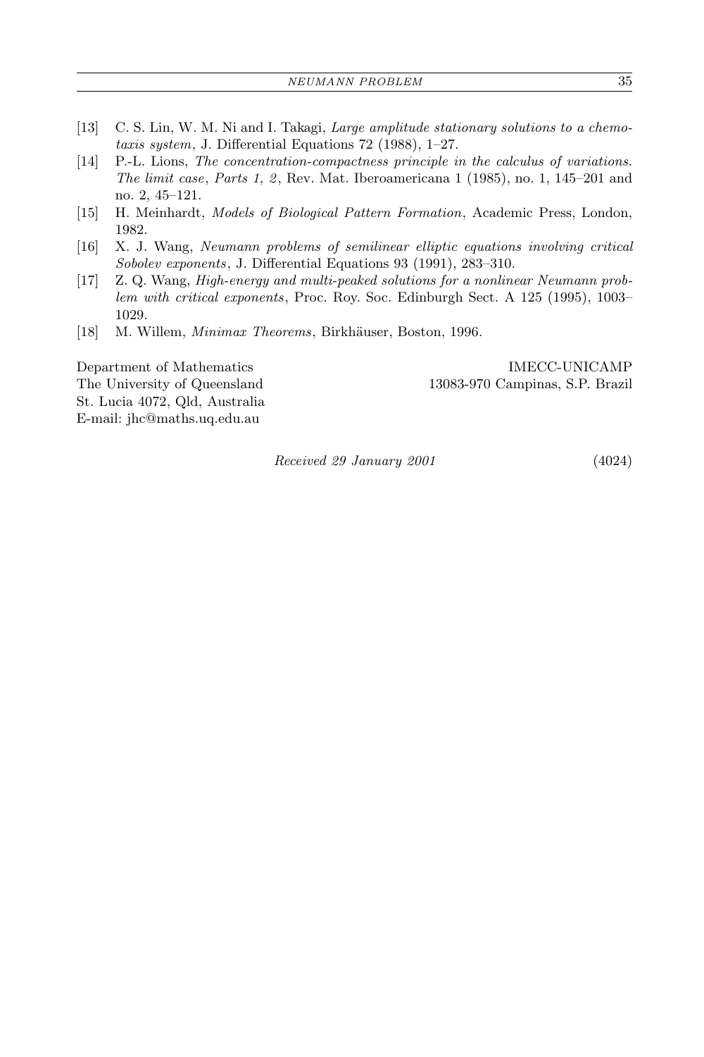[13] C. S. Lin, W. M. Ni and I. Takagi, *Large amplitude stationary solutions to a chemotaxis system*, J. Differential Equations 72 (1988), 1–27.

[14] P.-L. Lions, *The concentration-compactness principle in the calculus of variations. The limit case*, *Parts 1, 2*, Rev. Mat. Iberoamericana 1 (1985), no. 1, 145–201 and no. 2, 45–121.

[15] H. Meinhardt, *Models of Biological Pattern Formation*, Academic Press, London, 1982.

[16] X. J. Wang, *Neumann problems of semilinear elliptic equations involving critical Sobolev exponents*, J. Differential Equations 93 (1991), 283–310.

[17] Z. Q. Wang, *High-energy and multi-peaked solutions for a nonlinear Neumann problem with critical exponents*, Proc. Roy. Soc. Edinburgh Sect. A 125 (1995), 1003–1029.

[18] M. Willem, *Minimax Theorems*, Birkhäuser, Boston, 1996.

Department of Mathematics
The University of Queensland
St. Lucia 4072, Qld, Australia
E-mail: jhc@maths.uq.edu.au

IMECC-UNICAMP
13083-970 Campinas, S.P. Brazil

*Received 29 January 2001* (4024)